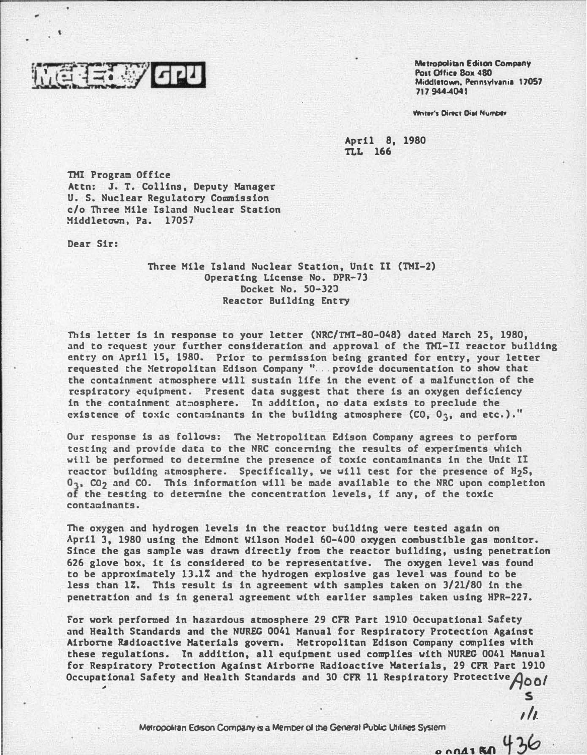Met-Ed / GPU

Metropolitan Edison Company
Post Office Box 480
Middletown, Pennsylvania 17057
717 944-4041

Writer's Direct Dial Number

April 8, 1980
TLL 166

TMI Program Office
Attn: J. T. Collins, Deputy Manager
U. S. Nuclear Regulatory Commission
c/o Three Mile Island Nuclear Station
Middletown, Pa. 17057

Dear Sir:

Three Mile Island Nuclear Station, Unit II (TMI-2)
Operating License No. DPR-73
Docket No. 50-320
Reactor Building Entry

This letter is in response to your letter (NRC/TMI-80-048) dated March 25, 1980, and to request your further consideration and approval of the TMI-II reactor building entry on April 15, 1980. Prior to permission being granted for entry, your letter requested the Metropolitan Edison Company "...provide documentation to show that the containment atmosphere will sustain life in the event of a malfunction of the respiratory equipment. Present data suggest that there is an oxygen deficiency in the containment atmosphere. In addition, no data exists to preclude the existence of toxic contaminants in the building atmosphere (CO, $O_3$, and etc.)."

Our response is as follows: The Metropolitan Edison Company agrees to perform testing and provide data to the NRC concerning the results of experiments which will be performed to determine the presence of toxic contaminants in the Unit II reactor building atmosphere. Specifically, we will test for the presence of $H_2S$, $O_3$, $CO_2$ and CO. This information will be made available to the NRC upon completion of the testing to determine the concentration levels, if any, of the toxic contaminants.

The oxygen and hydrogen levels in the reactor building were tested again on April 3, 1980 using the Edmont Wilson Model 60-400 oxygen combustible gas monitor. Since the gas sample was drawn directly from the reactor building, using penetration 626 glove box, it is considered to be representative. The oxygen level was found to be approximately 13.1% and the hydrogen explosive gas level was found to be less than 1%. This result is in agreement with samples taken on 3/21/80 in the penetration and is in general agreement with earlier samples taken using HPR-227.

For work performed in hazardous atmosphere 29 CFR Part 1910 Occupational Safety and Health Standards and the NUREG 0041 Manual for Respiratory Protection Against Airborne Radioactive Materials govern. Metropolitan Edison Company complies with these regulations. In addition, all equipment used complies with NUREG 0041 Manual for Respiratory Protection Against Airborne Radioactive Materials, 29 CFR Part 1910 Occupational Safety and Health Standards and 30 CFR 11 Respiratory Protective

A001
S
1/1

Metropolitan Edison Company is a Member of the General Public Utilities System

8004150 436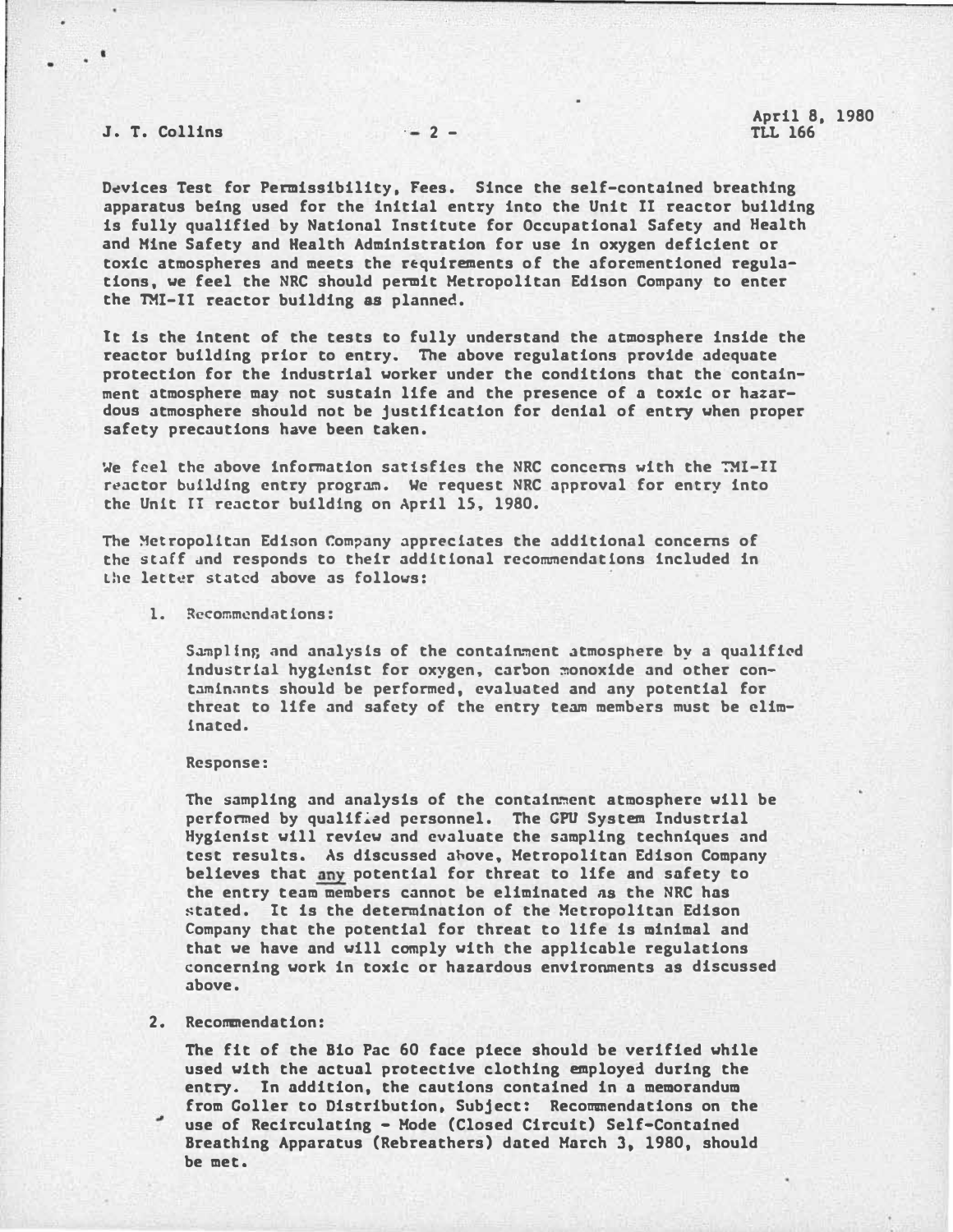Devices Test for Permissibility, Fees. Since the self-contained breathing apparatus being used for the initial entry into the Unit II reactor building is fully qualified by National Institute for Occupational Safety and Health and Mine Safety and Health Administration for use in oxygen deficient or toxic atmospheres and meets the requirements of the aforementioned regulations, we feel the NRC should permit Metropolitan Edison Company to enter the TMI-II reactor building as planned.

It is the intent of the tests to fully understand the atmosphere inside the reactor building prior to entry. The above regulations provide adequate protection for the industrial worker under the conditions that the containment atmosphere may not sustain life and the presence of a toxic or hazardous atmosphere should not be justification for denial of entry when proper safety precautions have been taken.

We feel the above information satisfies the NRC concerns with the TMI-II reactor building entry program. We request NRC approval for entry into the Unit II reactor building on April 15, 1980.

The Metropolitan Edison Company appreciates the additional concerns of the staff and responds to their additional recommendations included in the letter stated above as follows:

1. Recommendations:

   Sampling and analysis of the containment atmosphere by a qualified industrial hygienist for oxygen, carbon monoxide and other contaminants should be performed, evaluated and any potential for threat to life and safety of the entry team members must be eliminated.

   Response:

   The sampling and analysis of the containment atmosphere will be performed by qualified personnel. The GPU System Industrial Hygienist will review and evaluate the sampling techniques and test results. As discussed above, Metropolitan Edison Company believes that <u>any</u> potential for threat to life and safety to the entry team members cannot be eliminated as the NRC has stated. It is the determination of the Metropolitan Edison Company that the potential for threat to life is minimal and that we have and will comply with the applicable regulations concerning work in toxic or hazardous environments as discussed above.

2. Recommendation:

   The fit of the Bio Pac 60 face piece should be verified while used with the actual protective clothing employed during the entry. In addition, the cautions contained in a memorandum from Goller to Distribution, Subject: Recommendations on the use of Recirculating - Mode (Closed Circuit) Self-Contained Breathing Apparatus (Rebreathers) dated March 3, 1980, should be met.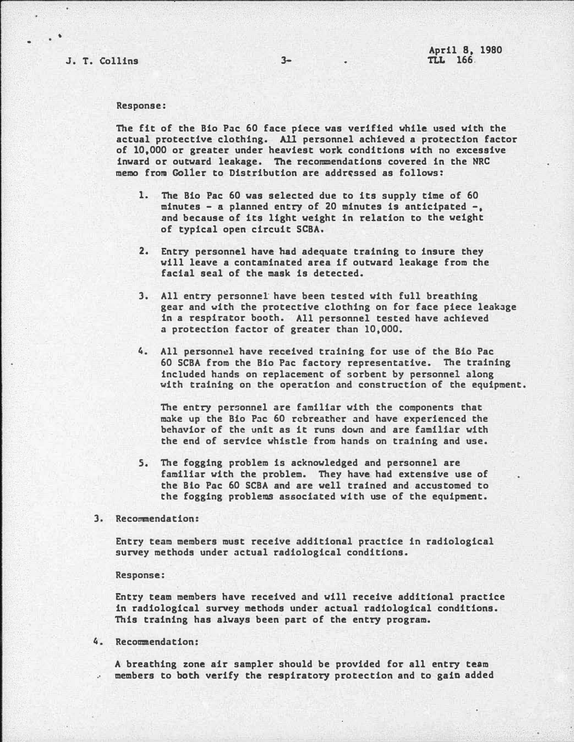Response:

The fit of the Bio Pac 60 face piece was verified while used with the actual protective clothing. All personnel achieved a protection factor of 10,000 or greater under heaviest work conditions with no excessive inward or outward leakage. The recommendations covered in the NRC memo from Goller to Distribution are addressed as follows:

1. The Bio Pac 60 was selected due to its supply time of 60 minutes - a planned entry of 20 minutes is anticipated -, and because of its light weight in relation to the weight of typical open circuit SCBA.

2. Entry personnel have had adequate training to insure they will leave a contaminated area if outward leakage from the facial seal of the mask is detected.

3. All entry personnel have been tested with full breathing gear and with the protective clothing on for face piece leakage in a respirator booth. All personnel tested have achieved a protection factor of greater than 10,000.

4. All personnel have received training for use of the Bio Pac 60 SCBA from the Bio Pac factory representative. The training included hands on replacement of sorbent by personnel along with training on the operation and construction of the equipment.

   The entry personnel are familiar with the components that make up the Bio Pac 60 rebreather and have experienced the behavior of the unit as it runs down and are familiar with the end of service whistle from hands on training and use.

5. The fogging problem is acknowledged and personnel are familiar with the problem. They have had extensive use of the Bio Pac 60 SCBA and are well trained and accustomed to the fogging problems associated with use of the equipment.

3. Recommendation:

Entry team members must receive additional practice in radiological survey methods under actual radiological conditions.

Response:

Entry team members have received and will receive additional practice in radiological survey methods under actual radiological conditions. This training has always been part of the entry program.

4. Recommendation:

A breathing zone air sampler should be provided for all entry team members to both verify the respiratory protection and to gain added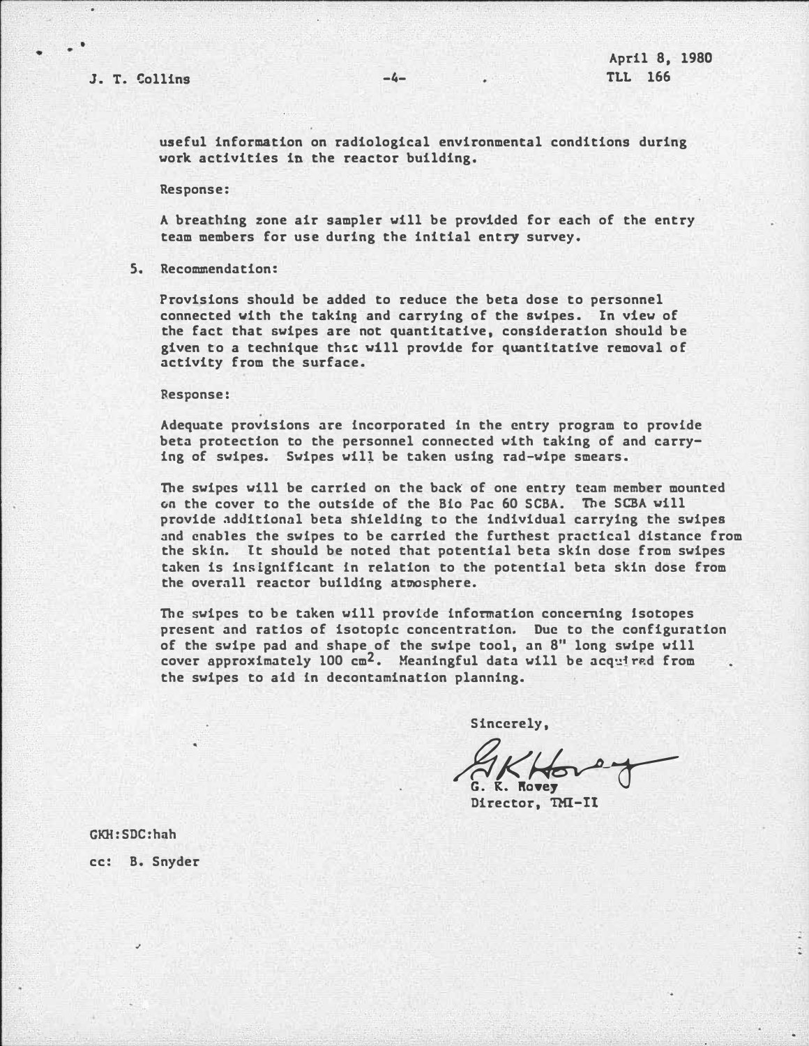useful information on radiological environmental conditions during work activities in the reactor building.

Response:

A breathing zone air sampler will be provided for each of the entry team members for use during the initial entry survey.

5. Recommendation:

 Provisions should be added to reduce the beta dose to personnel connected with the taking and carrying of the swipes. In view of the fact that swipes are not quantitative, consideration should be given to a technique that will provide for quantitative removal of activity from the surface.

 Response:

 Adequate provisions are incorporated in the entry program to provide beta protection to the personnel connected with taking of and carrying of swipes. Swipes will be taken using rad-wipe smears.

 The swipes will be carried on the back of one entry team member mounted on the cover to the outside of the Bio Pac 60 SCBA. The SCBA will provide additional beta shielding to the individual carrying the swipes and enables the swipes to be carried the furthest practical distance from the skin. It should be noted that potential beta skin dose from swipes taken is insignificant in relation to the potential beta skin dose from the overall reactor building atmosphere.

 The swipes to be taken will provide information concerning isotopes present and ratios of isotopic concentration. Due to the configuration of the swipe pad and shape of the swipe tool, an 8" long swipe will cover approximately 100 $cm^2$. Meaningful data will be acquired from the swipes to aid in decontamination planning.

Sincerely,

G. K. Hovey
Director, TMI-II

GKH:SDC:hah

cc: B. Snyder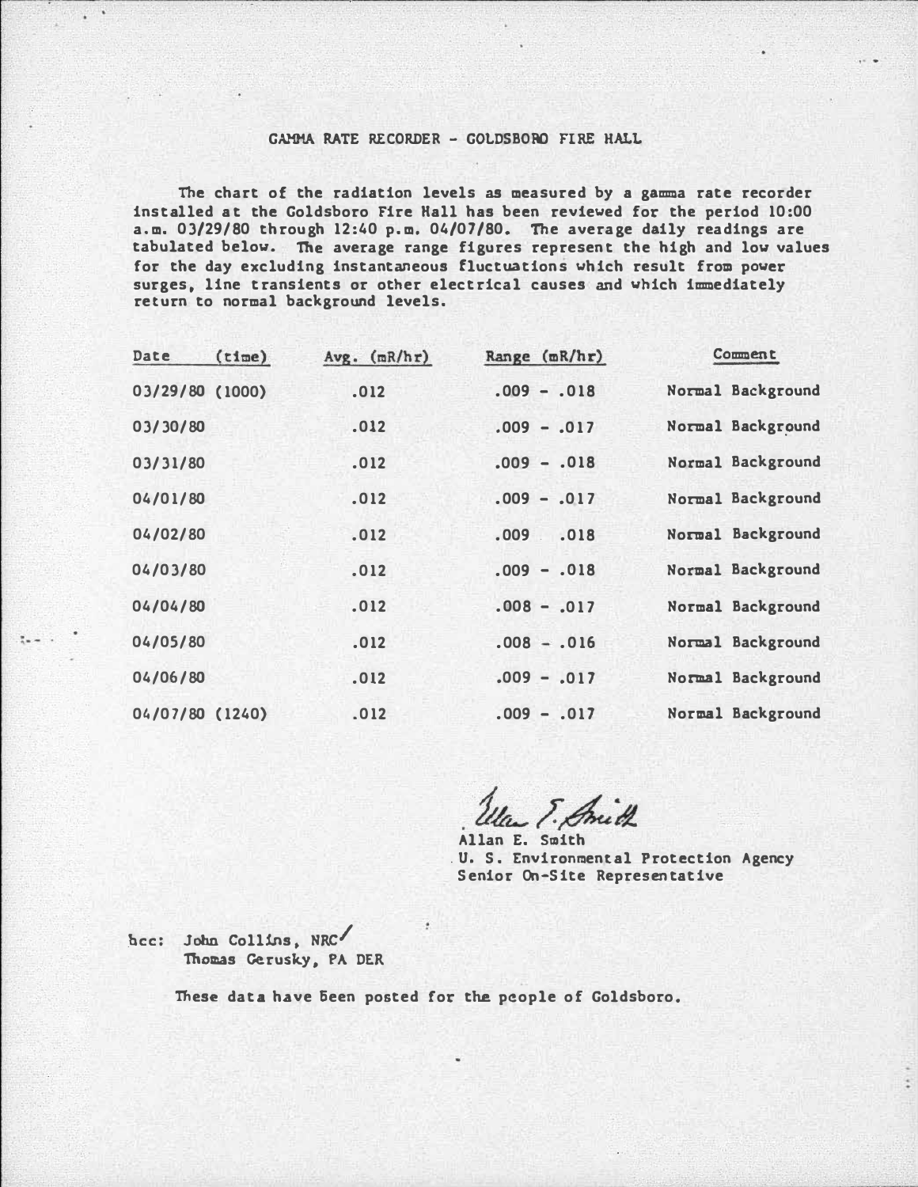# GAMMA RATE RECORDER - GOLDSBORO FIRE HALL

The chart of the radiation levels as measured by a gamma rate recorder installed at the Goldsboro Fire Hall has been reviewed for the period 10:00 a.m. 03/29/80 through 12:40 p.m. 04/07/80. The average daily readings are tabulated below. The average range figures represent the high and low values for the day excluding instantaneous fluctuations which result from power surges, line transients or other electrical causes and which immediately return to normal background levels.

| Date (time) | Avg. (mR/hr) | Range (mR/hr) | Comment |
|---|---|---|---|
| 03/29/80 (1000) | .012 | .009 - .018 | Normal Background |
| 03/30/80 | .012 | .009 - .017 | Normal Background |
| 03/31/80 | .012 | .009 - .018 | Normal Background |
| 04/01/80 | .012 | .009 - .017 | Normal Background |
| 04/02/80 | .012 | .009 .018 | Normal Background |
| 04/03/80 | .012 | .009 - .018 | Normal Background |
| 04/04/80 | .012 | .008 - .017 | Normal Background |
| 04/05/80 | .012 | .008 - .016 | Normal Background |
| 04/06/80 | .012 | .009 - .017 | Normal Background |
| 04/07/80 (1240) | .012 | .009 - .017 | Normal Background |

Allan E. Smith
U. S. Environmental Protection Agency
Senior On-Site Representative

bcc: John Collins, NRC
Thomas Gerusky, PA DER

These data have been posted for the people of Goldsboro.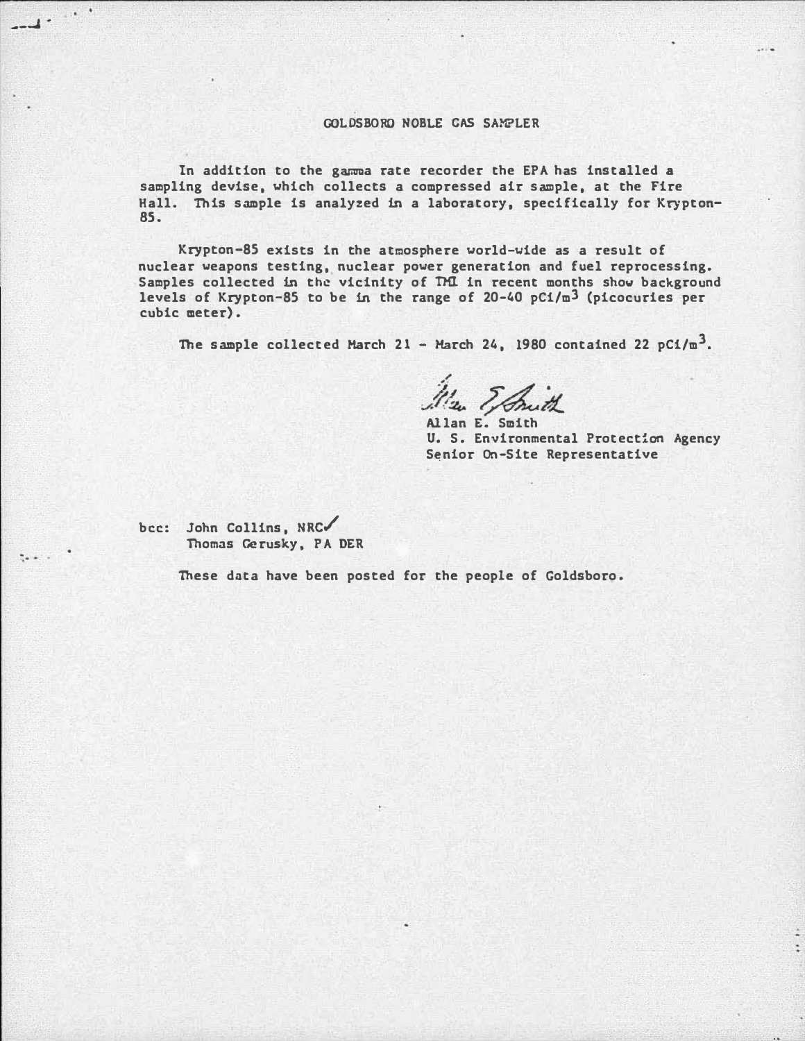## GOLDSBORO NOBLE GAS SAMPLER

In addition to the gamma rate recorder the EPA has installed a sampling devise, which collects a compressed air sample, at the Fire Hall. This sample is analyzed in a laboratory, specifically for Krypton-85.

Krypton-85 exists in the atmosphere world-wide as a result of nuclear weapons testing, nuclear power generation and fuel reprocessing. Samples collected in the vicinity of TMI in recent months show background levels of Krypton-85 to be in the range of 20-40 $pCi/m^3$ (picocuries per cubic meter).

The sample collected March 21 - March 24, 1980 contained 22 $pCi/m^3$.

Allan E. Smith
U. S. Environmental Protection Agency
Senior On-Site Representative

bcc: John Collins, NRC✓
Thomas Gerusky, PA DER

These data have been posted for the people of Goldsboro.